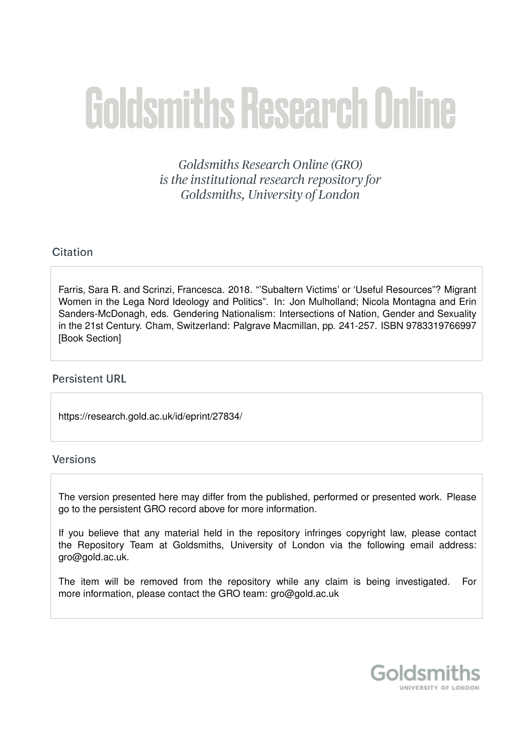# Goldsmiths Research Online

*Goldsmiths Research Online (GRO) is the institutional research repository for Goldsmiths, University of London*

## Citation

Farris, Sara R. and Scrinzi, Francesca. 2018. "'Subaltern Victims' or 'Useful Resources"? Migrant Women in the Lega Nord Ideology and Politics". In: Jon Mulholland; Nicola Montagna and Erin Sanders-McDonagh, eds. Gendering Nationalism: Intersections of Nation, Gender and Sexuality in the 21st Century. Cham, Switzerland: Palgrave Macmillan, pp. 241-257. ISBN 9783319766997 [Book Section]

## Persistent URL

https://research.gold.ac.uk/id/eprint/27834/

## Versions

The version presented here may differ from the published, performed or presented work. Please go to the persistent GRO record above for more information.

If you believe that any material held in the repository infringes copyright law, please contact the Repository Team at Goldsmiths, University of London via the following email address: gro@gold.ac.uk.

The item will be removed from the repository while any claim is being investigated. For more information, please contact the GRO team: gro@gold.ac.uk

Goldsmiths
UNIVERSITY OF LONDON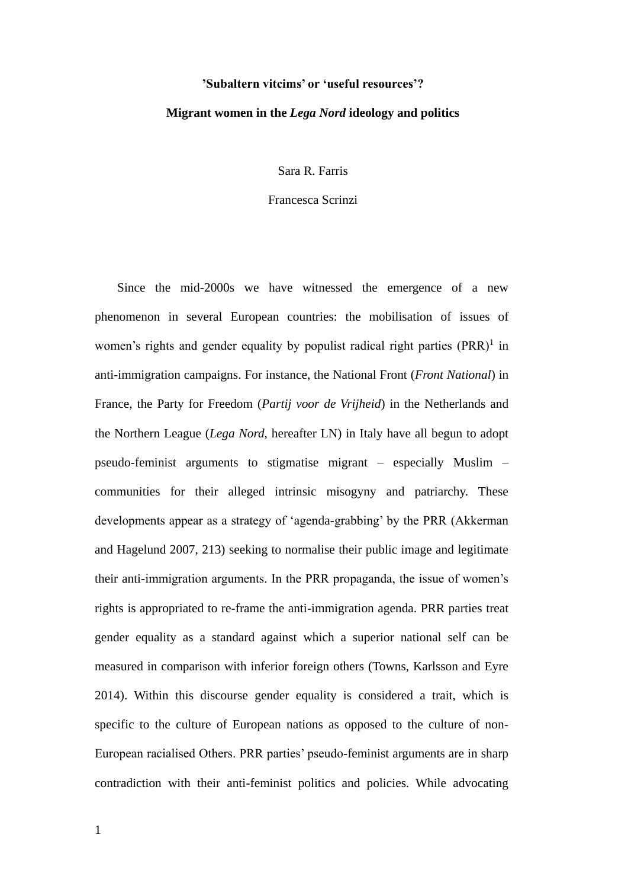**’Subaltern vitcims’ or ‘useful resources’?**

**Migrant women in the *Lega Nord* ideology and politics**

Sara R. Farris

Francesca Scrinzi

Since the mid-2000s we have witnessed the emergence of a new phenomenon in several European countries: the mobilisation of issues of women’s rights and gender equality by populist radical right parties (PRR)[1] in anti-immigration campaigns. For instance, the National Front (*Front National*) in France, the Party for Freedom (*Partij voor de Vrijheid*) in the Netherlands and the Northern League (*Lega Nord*, hereafter LN) in Italy have all begun to adopt pseudo-feminist arguments to stigmatise migrant – especially Muslim – communities for their alleged intrinsic misogyny and patriarchy. These developments appear as a strategy of ‘agenda-grabbing’ by the PRR (Akkerman and Hagelund 2007, 213) seeking to normalise their public image and legitimate their anti-immigration arguments. In the PRR propaganda, the issue of women’s rights is appropriated to re-frame the anti-immigration agenda. PRR parties treat gender equality as a standard against which a superior national self can be measured in comparison with inferior foreign others (Towns, Karlsson and Eyre 2014). Within this discourse gender equality is considered a trait, which is specific to the culture of European nations as opposed to the culture of non-European racialised Others. PRR parties’ pseudo-feminist arguments are in sharp contradiction with their anti-feminist politics and policies. While advocating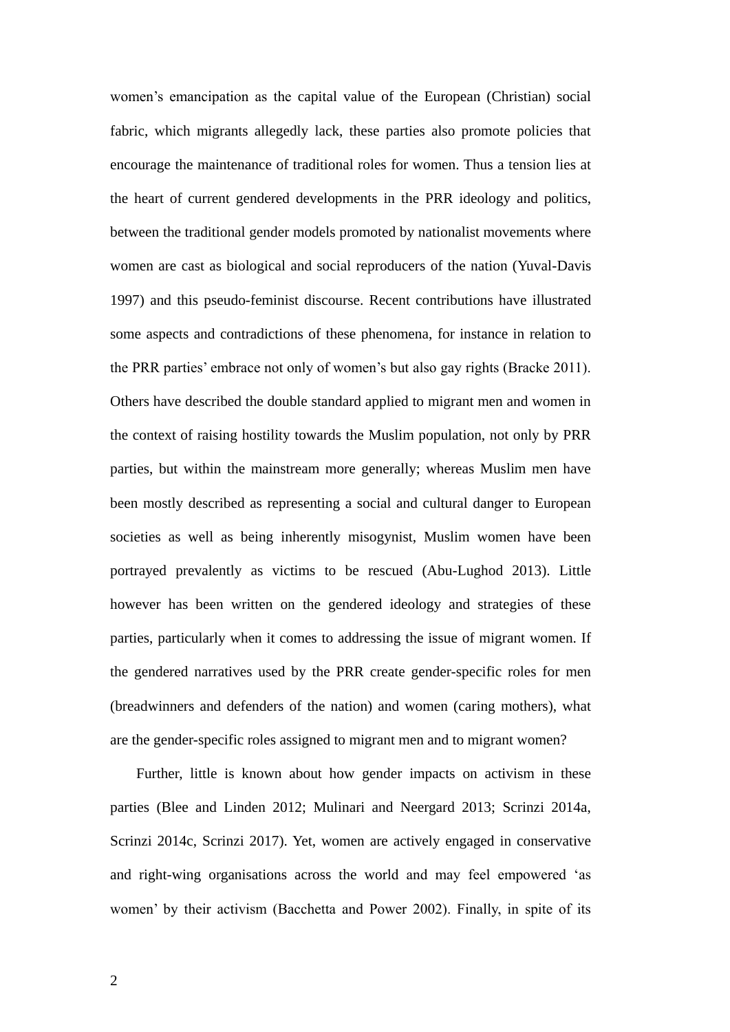women's emancipation as the capital value of the European (Christian) social fabric, which migrants allegedly lack, these parties also promote policies that encourage the maintenance of traditional roles for women. Thus a tension lies at the heart of current gendered developments in the PRR ideology and politics, between the traditional gender models promoted by nationalist movements where women are cast as biological and social reproducers of the nation (Yuval-Davis 1997) and this pseudo-feminist discourse. Recent contributions have illustrated some aspects and contradictions of these phenomena, for instance in relation to the PRR parties' embrace not only of women's but also gay rights (Bracke 2011). Others have described the double standard applied to migrant men and women in the context of raising hostility towards the Muslim population, not only by PRR parties, but within the mainstream more generally; whereas Muslim men have been mostly described as representing a social and cultural danger to European societies as well as being inherently misogynist, Muslim women have been portrayed prevalently as victims to be rescued (Abu-Lughod 2013). Little however has been written on the gendered ideology and strategies of these parties, particularly when it comes to addressing the issue of migrant women. If the gendered narratives used by the PRR create gender-specific roles for men (breadwinners and defenders of the nation) and women (caring mothers), what are the gender-specific roles assigned to migrant men and to migrant women?

Further, little is known about how gender impacts on activism in these parties (Blee and Linden 2012; Mulinari and Neergard 2013; Scrinzi 2014a, Scrinzi 2014c, Scrinzi 2017). Yet, women are actively engaged in conservative and right-wing organisations across the world and may feel empowered 'as women' by their activism (Bacchetta and Power 2002). Finally, in spite of its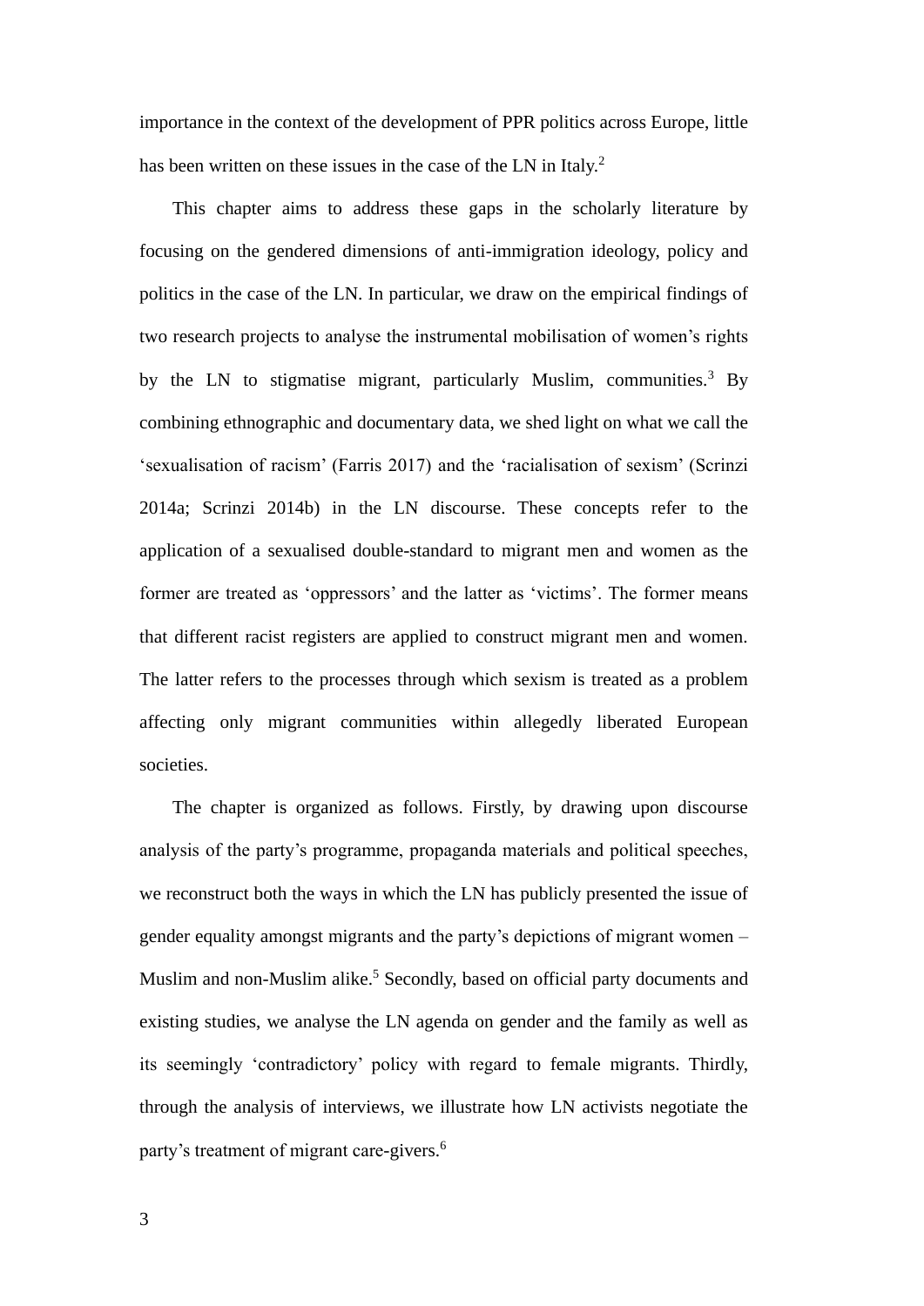importance in the context of the development of PPR politics across Europe, little has been written on these issues in the case of the LN in Italy.[2]

This chapter aims to address these gaps in the scholarly literature by focusing on the gendered dimensions of anti-immigration ideology, policy and politics in the case of the LN. In particular, we draw on the empirical findings of two research projects to analyse the instrumental mobilisation of women's rights by the LN to stigmatise migrant, particularly Muslim, communities.[3] By combining ethnographic and documentary data, we shed light on what we call the 'sexualisation of racism' (Farris 2017) and the 'racialisation of sexism' (Scrinzi 2014a; Scrinzi 2014b) in the LN discourse. These concepts refer to the application of a sexualised double-standard to migrant men and women as the former are treated as 'oppressors' and the latter as 'victims'. The former means that different racist registers are applied to construct migrant men and women. The latter refers to the processes through which sexism is treated as a problem affecting only migrant communities within allegedly liberated European societies.

The chapter is organized as follows. Firstly, by drawing upon discourse analysis of the party's programme, propaganda materials and political speeches, we reconstruct both the ways in which the LN has publicly presented the issue of gender equality amongst migrants and the party's depictions of migrant women – Muslim and non-Muslim alike.[5] Secondly, based on official party documents and existing studies, we analyse the LN agenda on gender and the family as well as its seemingly 'contradictory' policy with regard to female migrants. Thirdly, through the analysis of interviews, we illustrate how LN activists negotiate the party's treatment of migrant care-givers.[6]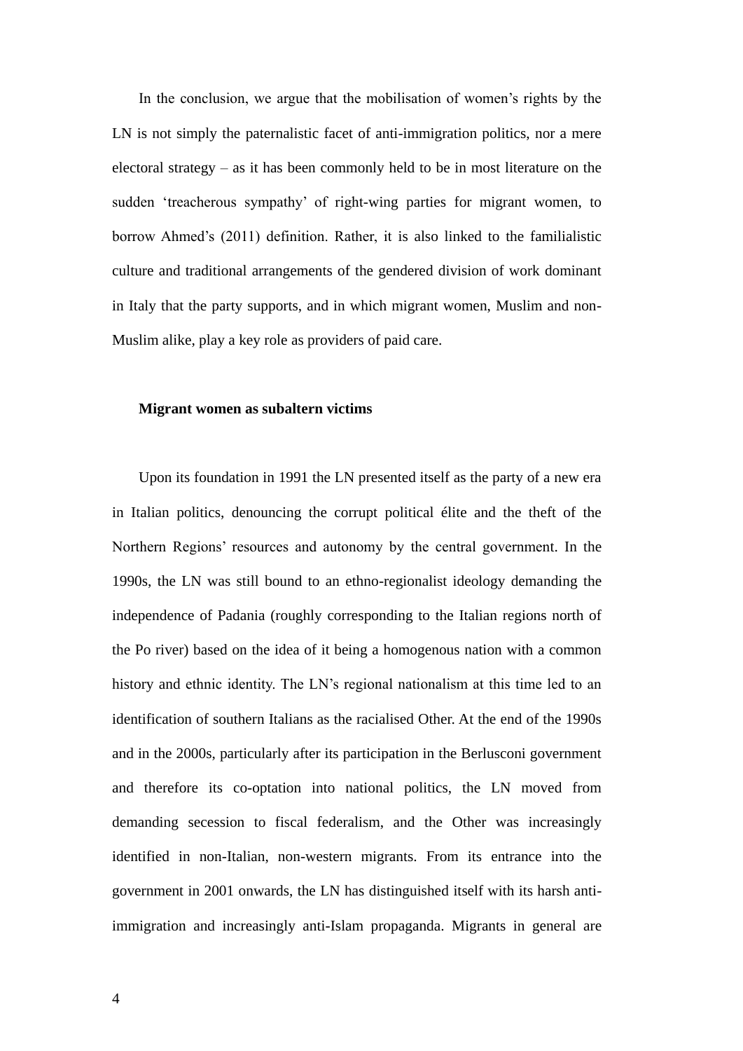In the conclusion, we argue that the mobilisation of women's rights by the LN is not simply the paternalistic facet of anti-immigration politics, nor a mere electoral strategy – as it has been commonly held to be in most literature on the sudden 'treacherous sympathy' of right-wing parties for migrant women, to borrow Ahmed's (2011) definition. Rather, it is also linked to the familialistic culture and traditional arrangements of the gendered division of work dominant in Italy that the party supports, and in which migrant women, Muslim and non-Muslim alike, play a key role as providers of paid care.

## Migrant women as subaltern victims

Upon its foundation in 1991 the LN presented itself as the party of a new era in Italian politics, denouncing the corrupt political élite and the theft of the Northern Regions' resources and autonomy by the central government. In the 1990s, the LN was still bound to an ethno-regionalist ideology demanding the independence of Padania (roughly corresponding to the Italian regions north of the Po river) based on the idea of it being a homogenous nation with a common history and ethnic identity. The LN's regional nationalism at this time led to an identification of southern Italians as the racialised Other. At the end of the 1990s and in the 2000s, particularly after its participation in the Berlusconi government and therefore its co-optation into national politics, the LN moved from demanding secession to fiscal federalism, and the Other was increasingly identified in non-Italian, non-western migrants. From its entrance into the government in 2001 onwards, the LN has distinguished itself with its harsh anti-immigration and increasingly anti-Islam propaganda. Migrants in general are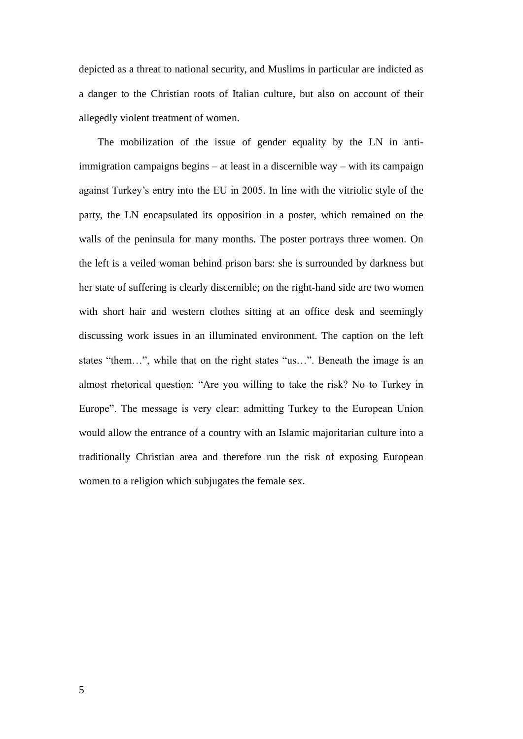depicted as a threat to national security, and Muslims in particular are indicted as a danger to the Christian roots of Italian culture, but also on account of their allegedly violent treatment of women.

The mobilization of the issue of gender equality by the LN in anti-immigration campaigns begins – at least in a discernible way – with its campaign against Turkey's entry into the EU in 2005. In line with the vitriolic style of the party, the LN encapsulated its opposition in a poster, which remained on the walls of the peninsula for many months. The poster portrays three women. On the left is a veiled woman behind prison bars: she is surrounded by darkness but her state of suffering is clearly discernible; on the right-hand side are two women with short hair and western clothes sitting at an office desk and seemingly discussing work issues in an illuminated environment. The caption on the left states "them…", while that on the right states "us…". Beneath the image is an almost rhetorical question: "Are you willing to take the risk? No to Turkey in Europe". The message is very clear: admitting Turkey to the European Union would allow the entrance of a country with an Islamic majoritarian culture into a traditionally Christian area and therefore run the risk of exposing European women to a religion which subjugates the female sex.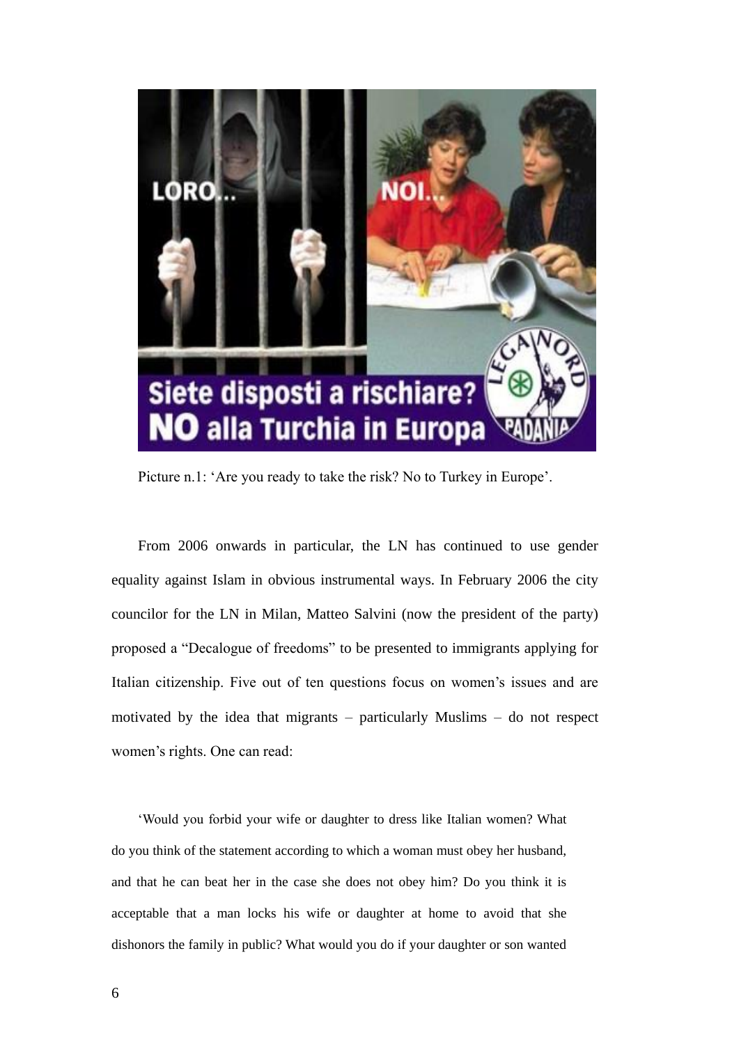Picture n.1: 'Are you ready to take the risk? No to Turkey in Europe'.

From 2006 onwards in particular, the LN has continued to use gender equality against Islam in obvious instrumental ways. In February 2006 the city councilor for the LN in Milan, Matteo Salvini (now the president of the party) proposed a "Decalogue of freedoms" to be presented to immigrants applying for Italian citizenship. Five out of ten questions focus on women's issues and are motivated by the idea that migrants – particularly Muslims – do not respect women's rights. One can read:

> 'Would you forbid your wife or daughter to dress like Italian women? What do you think of the statement according to which a woman must obey her husband, and that he can beat her in the case she does not obey him? Do you think it is acceptable that a man locks his wife or daughter at home to avoid that she dishonors the family in public? What would you do if your daughter or son wanted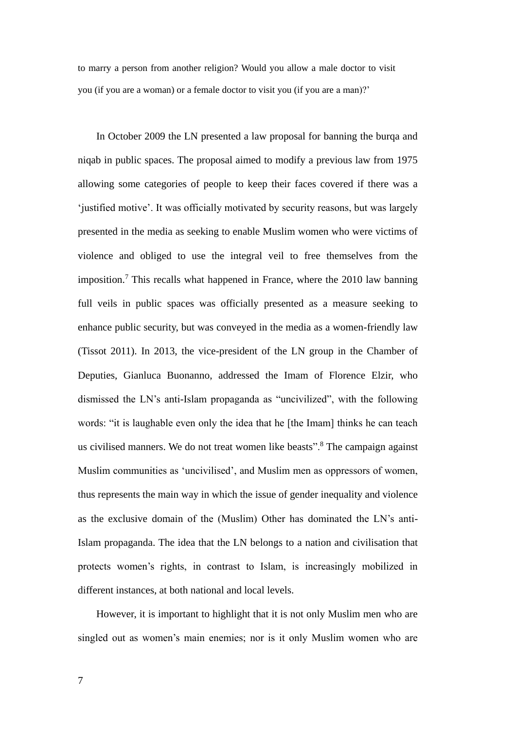to marry a person from another religion? Would you allow a male doctor to visit you (if you are a woman) or a female doctor to visit you (if you are a man)?'

In October 2009 the LN presented a law proposal for banning the burqa and niqab in public spaces. The proposal aimed to modify a previous law from 1975 allowing some categories of people to keep their faces covered if there was a 'justified motive'. It was officially motivated by security reasons, but was largely presented in the media as seeking to enable Muslim women who were victims of violence and obliged to use the integral veil to free themselves from the imposition.[7] This recalls what happened in France, where the 2010 law banning full veils in public spaces was officially presented as a measure seeking to enhance public security, but was conveyed in the media as a women-friendly law (Tissot 2011). In 2013, the vice-president of the LN group in the Chamber of Deputies, Gianluca Buonanno, addressed the Imam of Florence Elzir, who dismissed the LN's anti-Islam propaganda as "uncivilized", with the following words: "it is laughable even only the idea that he [the Imam] thinks he can teach us civilised manners. We do not treat women like beasts".[8] The campaign against Muslim communities as 'uncivilised', and Muslim men as oppressors of women, thus represents the main way in which the issue of gender inequality and violence as the exclusive domain of the (Muslim) Other has dominated the LN's anti-Islam propaganda. The idea that the LN belongs to a nation and civilisation that protects women's rights, in contrast to Islam, is increasingly mobilized in different instances, at both national and local levels.

However, it is important to highlight that it is not only Muslim men who are singled out as women's main enemies; nor is it only Muslim women who are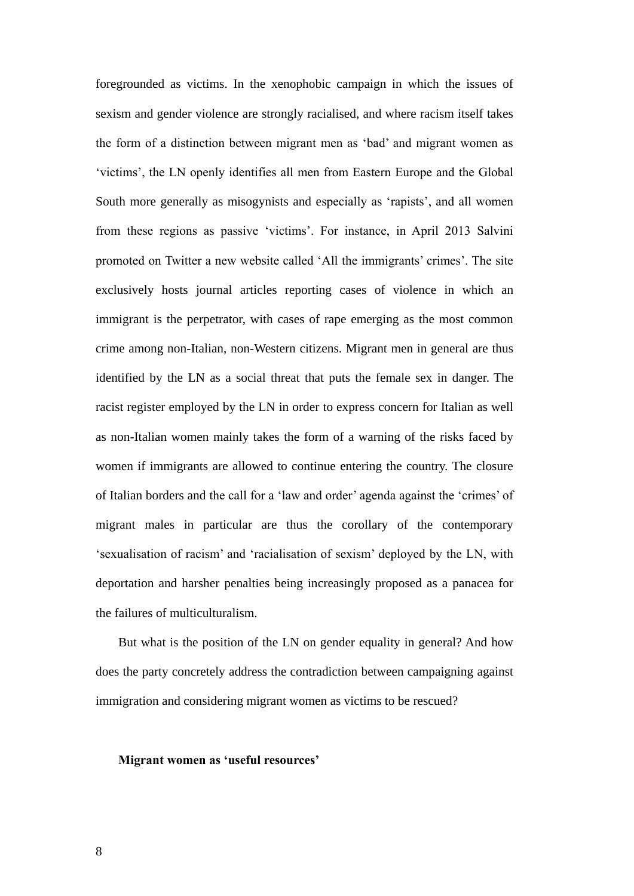foregrounded as victims. In the xenophobic campaign in which the issues of sexism and gender violence are strongly racialised, and where racism itself takes the form of a distinction between migrant men as 'bad' and migrant women as 'victims', the LN openly identifies all men from Eastern Europe and the Global South more generally as misogynists and especially as 'rapists', and all women from these regions as passive 'victims'. For instance, in April 2013 Salvini promoted on Twitter a new website called 'All the immigrants' crimes'. The site exclusively hosts journal articles reporting cases of violence in which an immigrant is the perpetrator, with cases of rape emerging as the most common crime among non-Italian, non-Western citizens. Migrant men in general are thus identified by the LN as a social threat that puts the female sex in danger. The racist register employed by the LN in order to express concern for Italian as well as non-Italian women mainly takes the form of a warning of the risks faced by women if immigrants are allowed to continue entering the country. The closure of Italian borders and the call for a 'law and order' agenda against the 'crimes' of migrant males in particular are thus the corollary of the contemporary 'sexualisation of racism' and 'racialisation of sexism' deployed by the LN, with deportation and harsher penalties being increasingly proposed as a panacea for the failures of multiculturalism.

But what is the position of the LN on gender equality in general? And how does the party concretely address the contradiction between campaigning against immigration and considering migrant women as victims to be rescued?

## Migrant women as 'useful resources'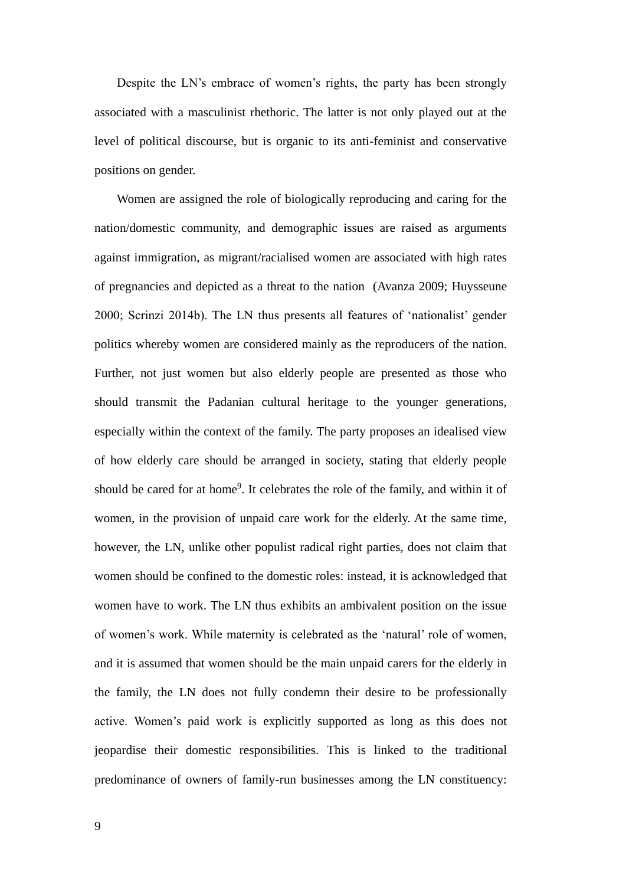Despite the LN's embrace of women's rights, the party has been strongly associated with a masculinist rhethoric. The latter is not only played out at the level of political discourse, but is organic to its anti-feminist and conservative positions on gender.

Women are assigned the role of biologically reproducing and caring for the nation/domestic community, and demographic issues are raised as arguments against immigration, as migrant/racialised women are associated with high rates of pregnancies and depicted as a threat to the nation  (Avanza 2009; Huysseune 2000; Scrinzi 2014b). The LN thus presents all features of 'nationalist' gender politics whereby women are considered mainly as the reproducers of the nation. Further, not just women but also elderly people are presented as those who should transmit the Padanian cultural heritage to the younger generations, especially within the context of the family. The party proposes an idealised view of how elderly care should be arranged in society, stating that elderly people should be cared for at home[9]. It celebrates the role of the family, and within it of women, in the provision of unpaid care work for the elderly. At the same time, however, the LN, unlike other populist radical right parties, does not claim that women should be confined to the domestic roles: instead, it is acknowledged that women have to work. The LN thus exhibits an ambivalent position on the issue of women's work. While maternity is celebrated as the 'natural' role of women, and it is assumed that women should be the main unpaid carers for the elderly in the family, the LN does not fully condemn their desire to be professionally active. Women's paid work is explicitly supported as long as this does not jeopardise their domestic responsibilities. This is linked to the traditional predominance of owners of family-run businesses among the LN constituency: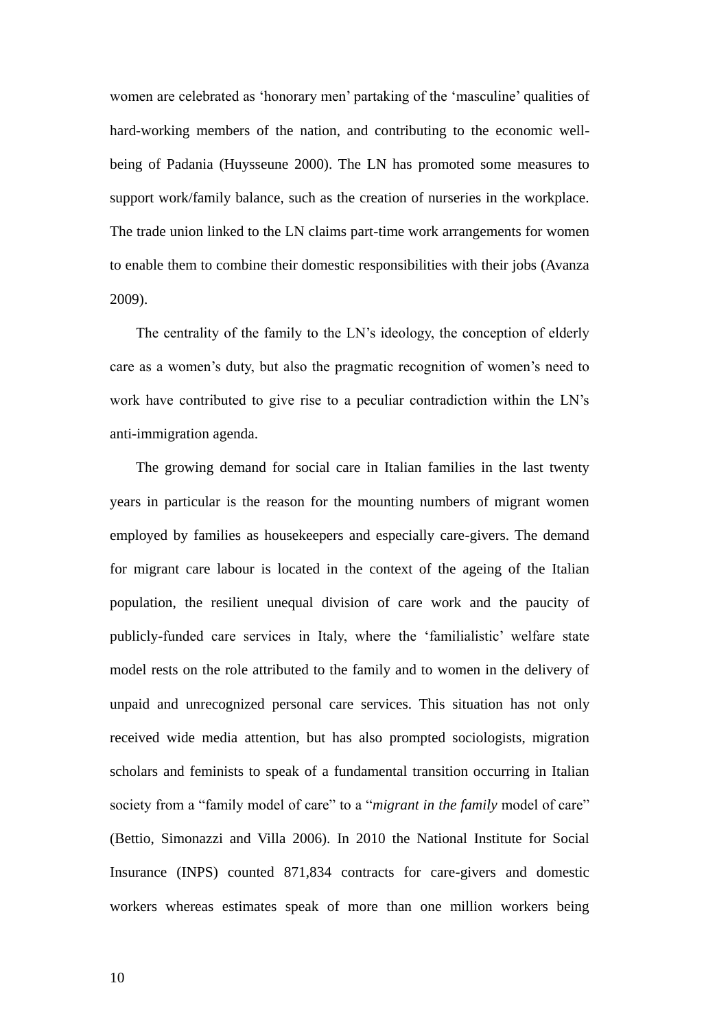women are celebrated as 'honorary men' partaking of the 'masculine' qualities of hard-working members of the nation, and contributing to the economic well-being of Padania (Huysseune 2000). The LN has promoted some measures to support work/family balance, such as the creation of nurseries in the workplace. The trade union linked to the LN claims part-time work arrangements for women to enable them to combine their domestic responsibilities with their jobs (Avanza 2009).

The centrality of the family to the LN's ideology, the conception of elderly care as a women's duty, but also the pragmatic recognition of women's need to work have contributed to give rise to a peculiar contradiction within the LN's anti-immigration agenda.

The growing demand for social care in Italian families in the last twenty years in particular is the reason for the mounting numbers of migrant women employed by families as housekeepers and especially care-givers. The demand for migrant care labour is located in the context of the ageing of the Italian population, the resilient unequal division of care work and the paucity of publicly-funded care services in Italy, where the 'familialistic' welfare state model rests on the role attributed to the family and to women in the delivery of unpaid and unrecognized personal care services. This situation has not only received wide media attention, but has also prompted sociologists, migration scholars and feminists to speak of a fundamental transition occurring in Italian society from a "family model of care" to a "*migrant in the family* model of care" (Bettio, Simonazzi and Villa 2006). In 2010 the National Institute for Social Insurance (INPS) counted 871,834 contracts for care-givers and domestic workers whereas estimates speak of more than one million workers being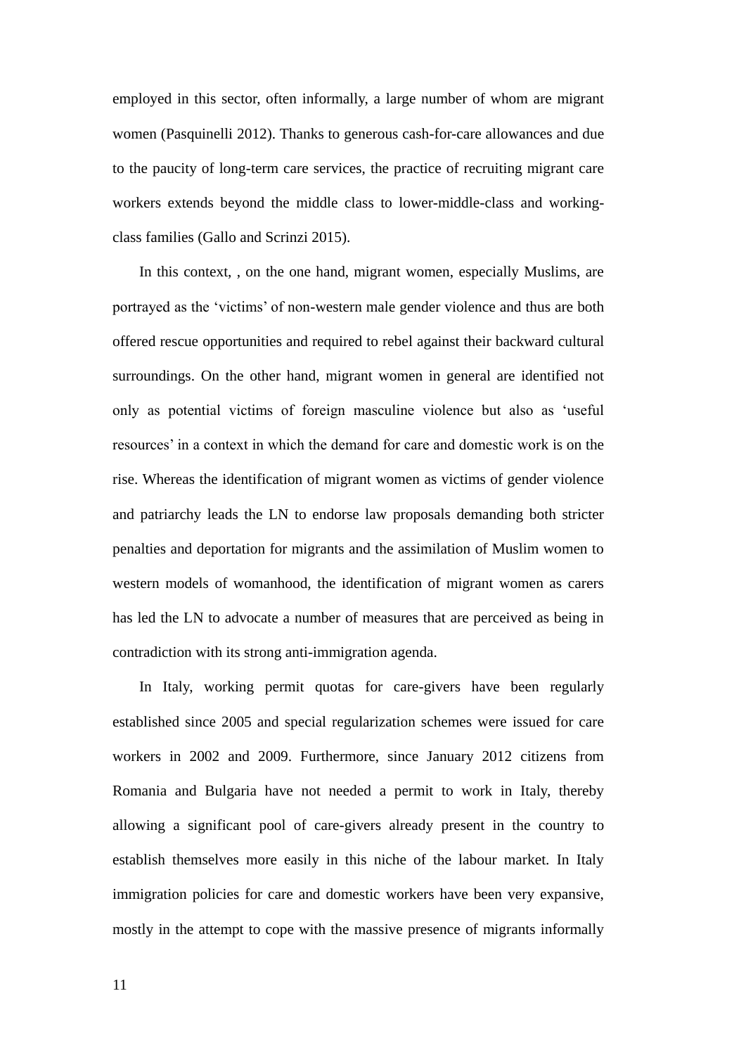employed in this sector, often informally, a large number of whom are migrant women (Pasquinelli 2012). Thanks to generous cash-for-care allowances and due to the paucity of long-term care services, the practice of recruiting migrant care workers extends beyond the middle class to lower-middle-class and working-class families (Gallo and Scrinzi 2015).

In this context, , on the one hand, migrant women, especially Muslims, are portrayed as the 'victims' of non-western male gender violence and thus are both offered rescue opportunities and required to rebel against their backward cultural surroundings. On the other hand, migrant women in general are identified not only as potential victims of foreign masculine violence but also as 'useful resources' in a context in which the demand for care and domestic work is on the rise. Whereas the identification of migrant women as victims of gender violence and patriarchy leads the LN to endorse law proposals demanding both stricter penalties and deportation for migrants and the assimilation of Muslim women to western models of womanhood, the identification of migrant women as carers has led the LN to advocate a number of measures that are perceived as being in contradiction with its strong anti-immigration agenda.

In Italy, working permit quotas for care-givers have been regularly established since 2005 and special regularization schemes were issued for care workers in 2002 and 2009. Furthermore, since January 2012 citizens from Romania and Bulgaria have not needed a permit to work in Italy, thereby allowing a significant pool of care-givers already present in the country to establish themselves more easily in this niche of the labour market. In Italy immigration policies for care and domestic workers have been very expansive, mostly in the attempt to cope with the massive presence of migrants informally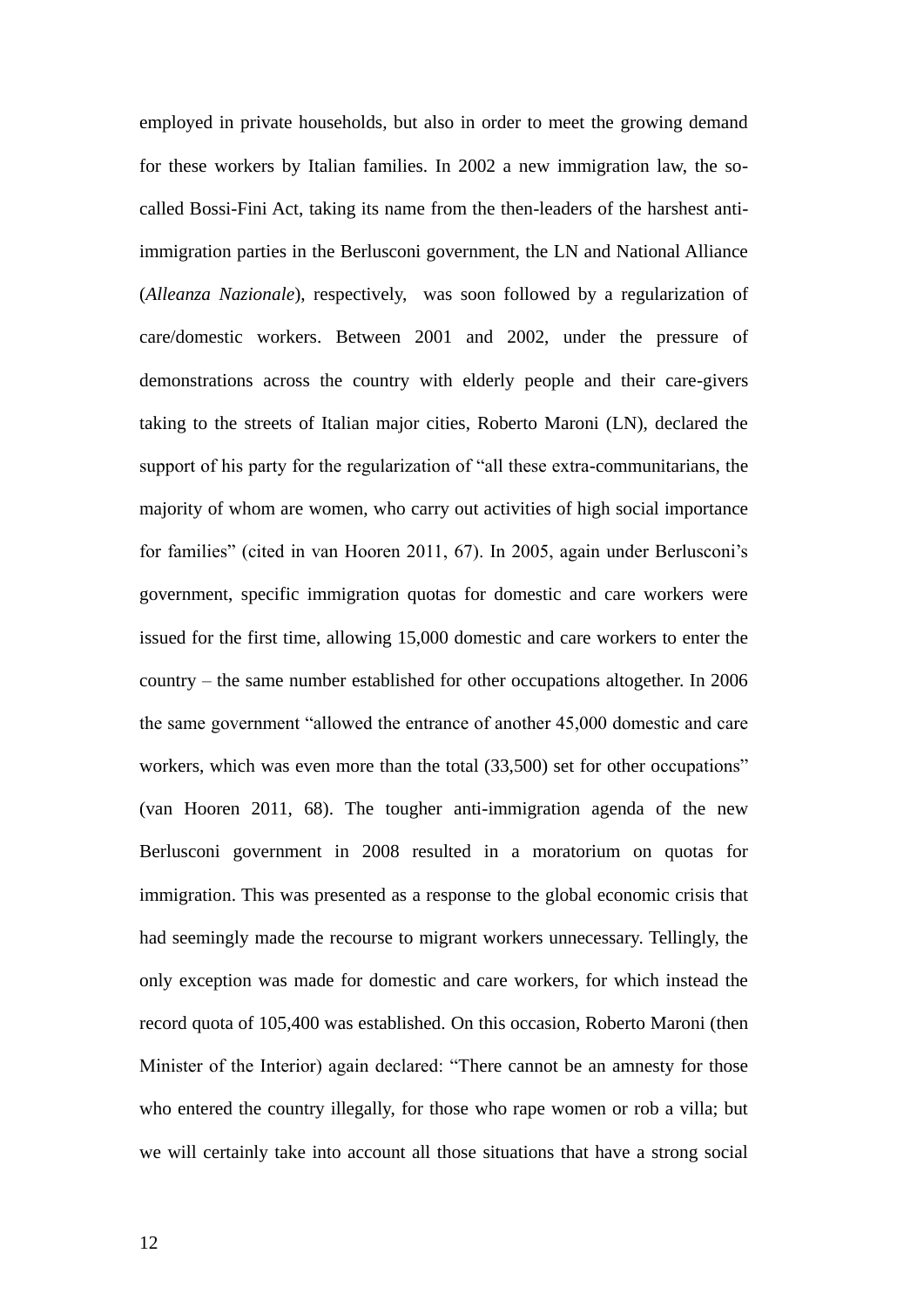employed in private households, but also in order to meet the growing demand for these workers by Italian families. In 2002 a new immigration law, the so-called Bossi-Fini Act, taking its name from the then-leaders of the harshest anti-immigration parties in the Berlusconi government, the LN and National Alliance (*Alleanza Nazionale*), respectively, was soon followed by a regularization of care/domestic workers. Between 2001 and 2002, under the pressure of demonstrations across the country with elderly people and their care-givers taking to the streets of Italian major cities, Roberto Maroni (LN), declared the support of his party for the regularization of "all these extra-communitarians, the majority of whom are women, who carry out activities of high social importance for families" (cited in van Hooren 2011, 67). In 2005, again under Berlusconi's government, specific immigration quotas for domestic and care workers were issued for the first time, allowing 15,000 domestic and care workers to enter the country – the same number established for other occupations altogether. In 2006 the same government "allowed the entrance of another 45,000 domestic and care workers, which was even more than the total (33,500) set for other occupations" (van Hooren 2011, 68). The tougher anti-immigration agenda of the new Berlusconi government in 2008 resulted in a moratorium on quotas for immigration. This was presented as a response to the global economic crisis that had seemingly made the recourse to migrant workers unnecessary. Tellingly, the only exception was made for domestic and care workers, for which instead the record quota of 105,400 was established. On this occasion, Roberto Maroni (then Minister of the Interior) again declared: "There cannot be an amnesty for those who entered the country illegally, for those who rape women or rob a villa; but we will certainly take into account all those situations that have a strong social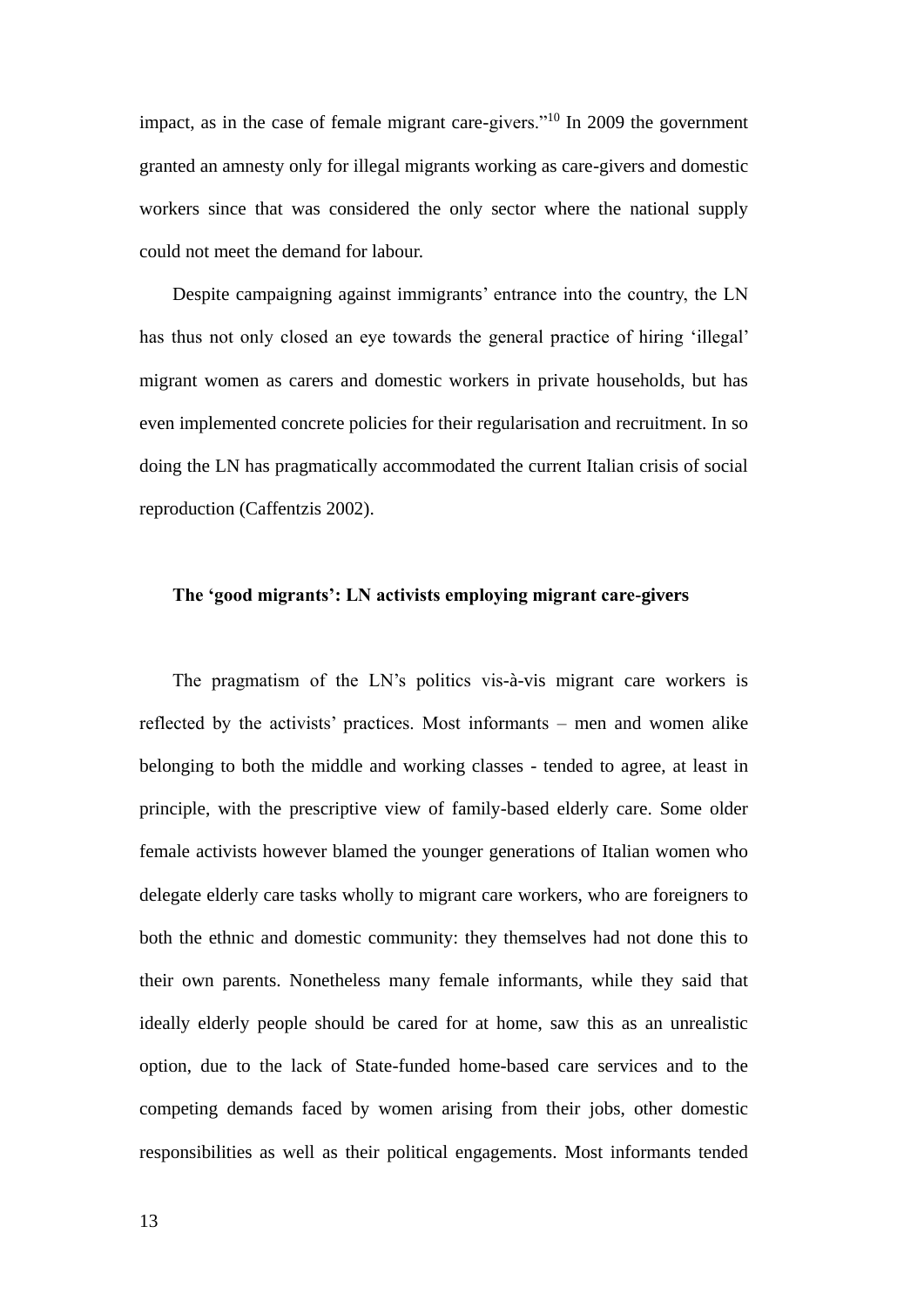impact, as in the case of female migrant care-givers."[10] In 2009 the government granted an amnesty only for illegal migrants working as care-givers and domestic workers since that was considered the only sector where the national supply could not meet the demand for labour.

Despite campaigning against immigrants' entrance into the country, the LN has thus not only closed an eye towards the general practice of hiring 'illegal' migrant women as carers and domestic workers in private households, but has even implemented concrete policies for their regularisation and recruitment. In so doing the LN has pragmatically accommodated the current Italian crisis of social reproduction (Caffentzis 2002).

### The 'good migrants': LN activists employing migrant care-givers

The pragmatism of the LN's politics vis-à-vis migrant care workers is reflected by the activists' practices. Most informants – men and women alike belonging to both the middle and working classes - tended to agree, at least in principle, with the prescriptive view of family-based elderly care. Some older female activists however blamed the younger generations of Italian women who delegate elderly care tasks wholly to migrant care workers, who are foreigners to both the ethnic and domestic community: they themselves had not done this to their own parents. Nonetheless many female informants, while they said that ideally elderly people should be cared for at home, saw this as an unrealistic option, due to the lack of State-funded home-based care services and to the competing demands faced by women arising from their jobs, other domestic responsibilities as well as their political engagements. Most informants tended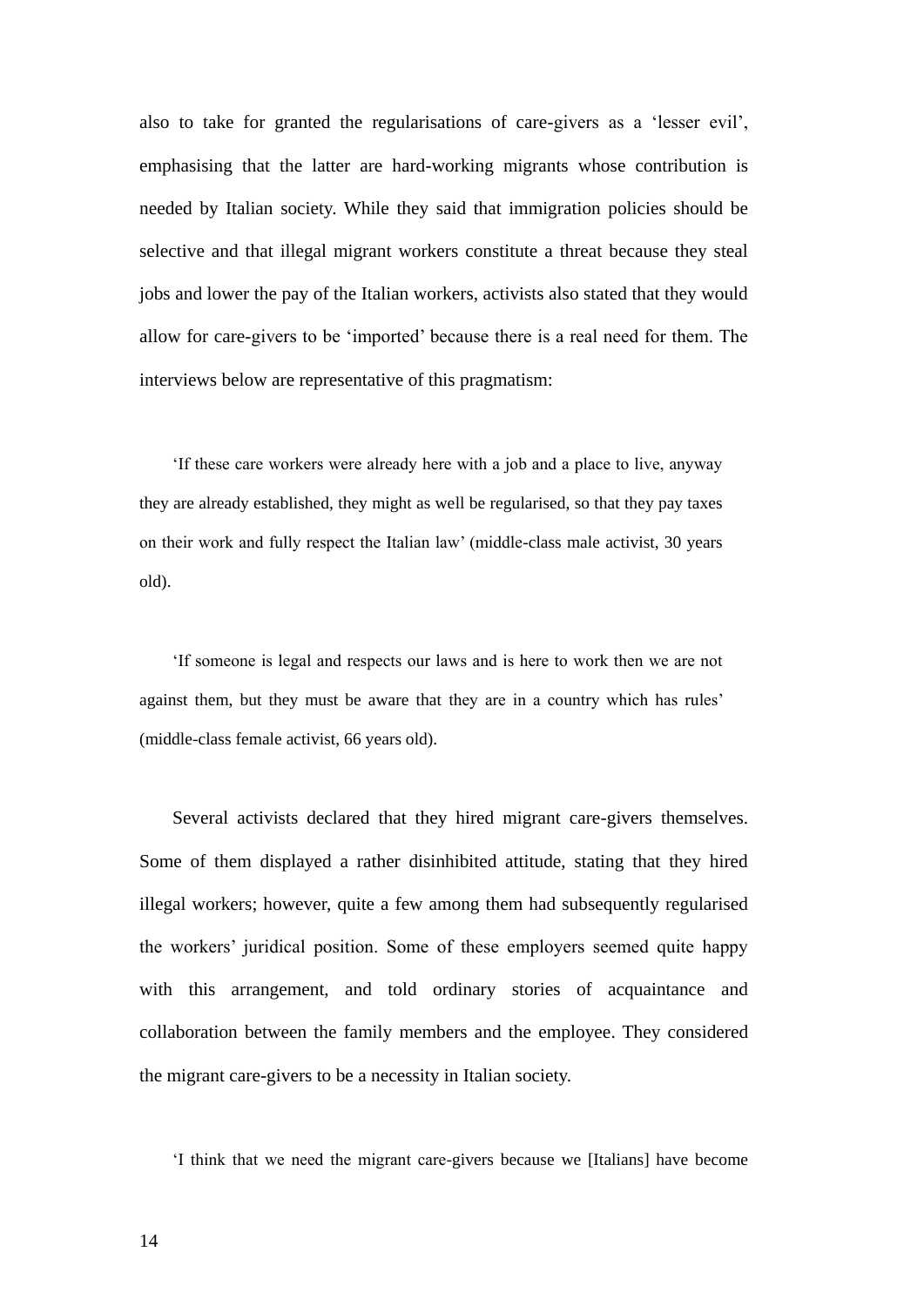also to take for granted the regularisations of care-givers as a 'lesser evil', emphasising that the latter are hard-working migrants whose contribution is needed by Italian society. While they said that immigration policies should be selective and that illegal migrant workers constitute a threat because they steal jobs and lower the pay of the Italian workers, activists also stated that they would allow for care-givers to be 'imported' because there is a real need for them. The interviews below are representative of this pragmatism:

> 'If these care workers were already here with a job and a place to live, anyway they are already established, they might as well be regularised, so that they pay taxes on their work and fully respect the Italian law' (middle-class male activist, 30 years old).

> 'If someone is legal and respects our laws and is here to work then we are not against them, but they must be aware that they are in a country which has rules' (middle-class female activist, 66 years old).

Several activists declared that they hired migrant care-givers themselves. Some of them displayed a rather disinhibited attitude, stating that they hired illegal workers; however, quite a few among them had subsequently regularised the workers' juridical position. Some of these employers seemed quite happy with this arrangement, and told ordinary stories of acquaintance and collaboration between the family members and the employee. They considered the migrant care-givers to be a necessity in Italian society.

> 'I think that we need the migrant care-givers because we [Italians] have become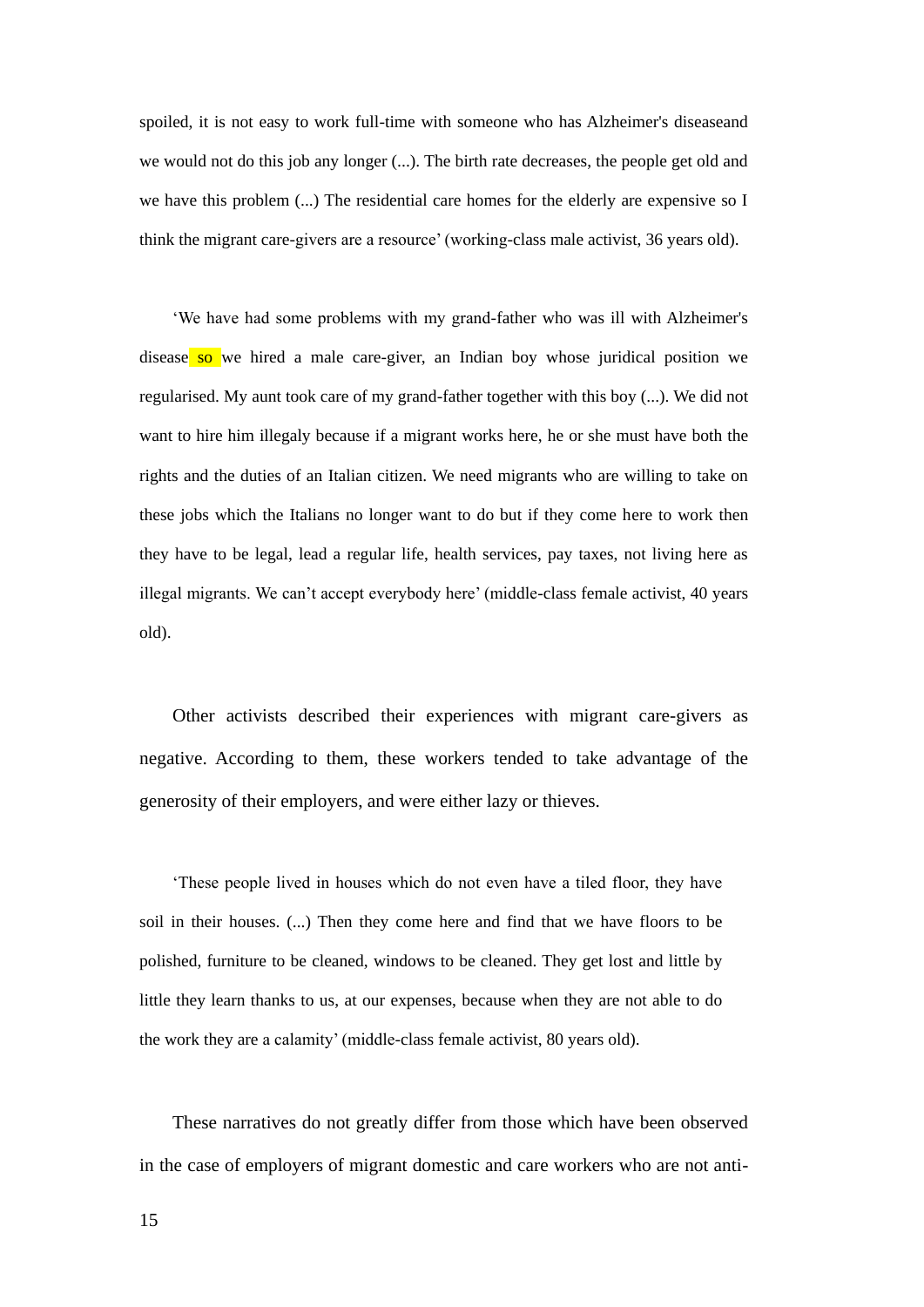spoiled, it is not easy to work full-time with someone who has Alzheimer's diseaseand we would not do this job any longer (...). The birth rate decreases, the people get old and we have this problem (...) The residential care homes for the elderly are expensive so I think the migrant care-givers are a resource' (working-class male activist, 36 years old).

'We have had some problems with my grand-father who was ill with Alzheimer's disease so we hired a male care-giver, an Indian boy whose juridical position we regularised. My aunt took care of my grand-father together with this boy (...). We did not want to hire him illegaly because if a migrant works here, he or she must have both the rights and the duties of an Italian citizen. We need migrants who are willing to take on these jobs which the Italians no longer want to do but if they come here to work then they have to be legal, lead a regular life, health services, pay taxes, not living here as illegal migrants. We can't accept everybody here' (middle-class female activist, 40 years old).

Other activists described their experiences with migrant care-givers as negative. According to them, these workers tended to take advantage of the generosity of their employers, and were either lazy or thieves.

'These people lived in houses which do not even have a tiled floor, they have soil in their houses. (...) Then they come here and find that we have floors to be polished, furniture to be cleaned, windows to be cleaned. They get lost and little by little they learn thanks to us, at our expenses, because when they are not able to do the work they are a calamity' (middle-class female activist, 80 years old).

These narratives do not greatly differ from those which have been observed in the case of employers of migrant domestic and care workers who are not anti-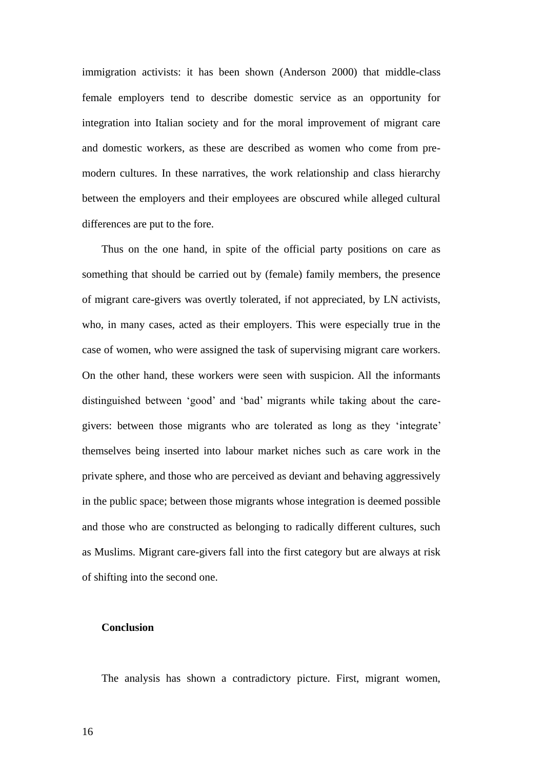immigration activists: it has been shown (Anderson 2000) that middle-class female employers tend to describe domestic service as an opportunity for integration into Italian society and for the moral improvement of migrant care and domestic workers, as these are described as women who come from pre-modern cultures. In these narratives, the work relationship and class hierarchy between the employers and their employees are obscured while alleged cultural differences are put to the fore.

Thus on the one hand, in spite of the official party positions on care as something that should be carried out by (female) family members, the presence of migrant care-givers was overtly tolerated, if not appreciated, by LN activists, who, in many cases, acted as their employers. This were especially true in the case of women, who were assigned the task of supervising migrant care workers. On the other hand, these workers were seen with suspicion. All the informants distinguished between 'good' and 'bad' migrants while taking about the care-givers: between those migrants who are tolerated as long as they 'integrate' themselves being inserted into labour market niches such as care work in the private sphere, and those who are perceived as deviant and behaving aggressively in the public space; between those migrants whose integration is deemed possible and those who are constructed as belonging to radically different cultures, such as Muslims. Migrant care-givers fall into the first category but are always at risk of shifting into the second one.

**Conclusion**

The analysis has shown a contradictory picture. First, migrant women,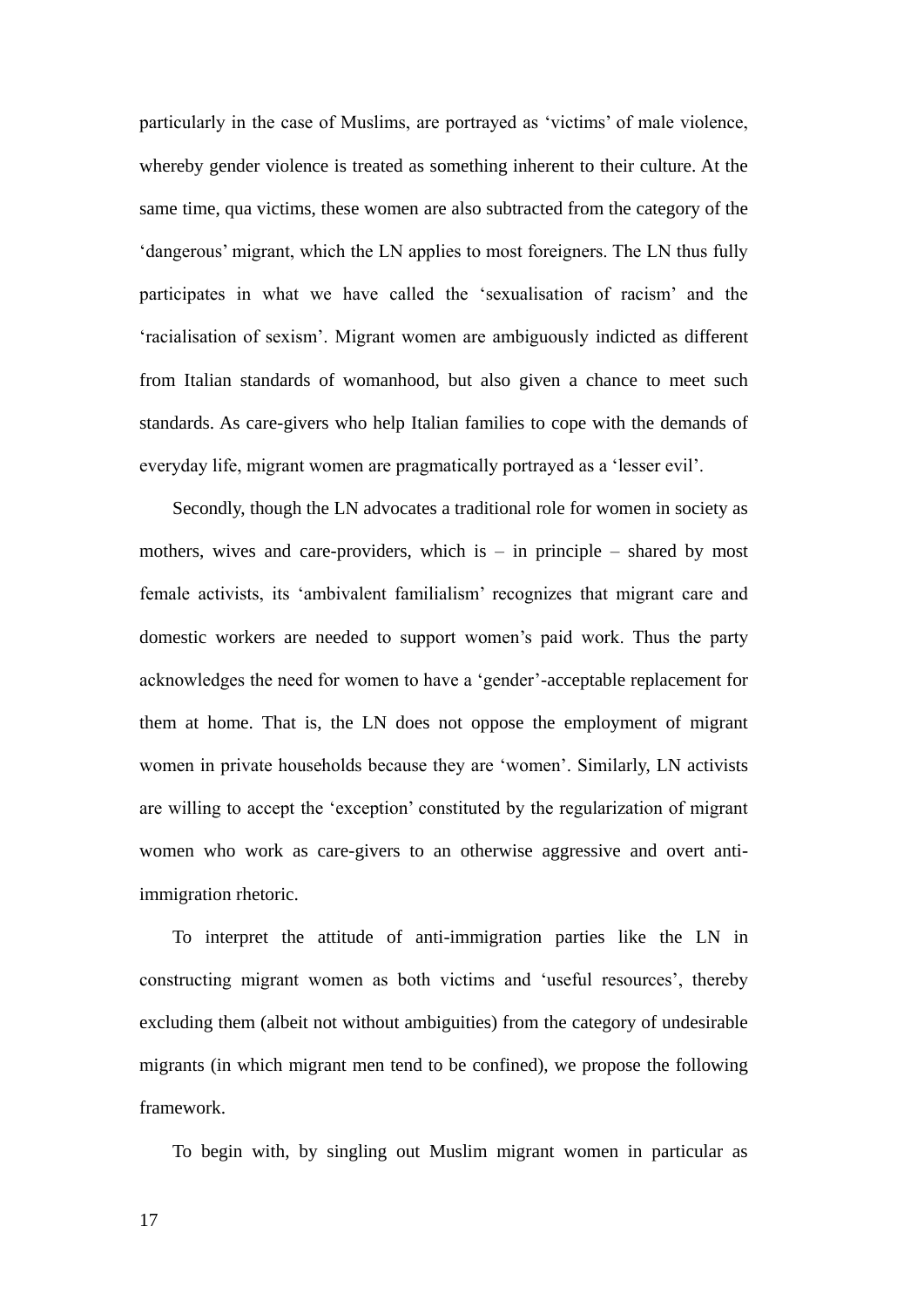particularly in the case of Muslims, are portrayed as 'victims' of male violence, whereby gender violence is treated as something inherent to their culture. At the same time, qua victims, these women are also subtracted from the category of the 'dangerous' migrant, which the LN applies to most foreigners. The LN thus fully participates in what we have called the 'sexualisation of racism' and the 'racialisation of sexism'. Migrant women are ambiguously indicted as different from Italian standards of womanhood, but also given a chance to meet such standards. As care-givers who help Italian families to cope with the demands of everyday life, migrant women are pragmatically portrayed as a 'lesser evil'.

Secondly, though the LN advocates a traditional role for women in society as mothers, wives and care-providers, which is – in principle – shared by most female activists, its 'ambivalent familialism' recognizes that migrant care and domestic workers are needed to support women's paid work. Thus the party acknowledges the need for women to have a 'gender'-acceptable replacement for them at home. That is, the LN does not oppose the employment of migrant women in private households because they are 'women'. Similarly, LN activists are willing to accept the 'exception' constituted by the regularization of migrant women who work as care-givers to an otherwise aggressive and overt anti-immigration rhetoric.

To interpret the attitude of anti-immigration parties like the LN in constructing migrant women as both victims and 'useful resources', thereby excluding them (albeit not without ambiguities) from the category of undesirable migrants (in which migrant men tend to be confined), we propose the following framework.

To begin with, by singling out Muslim migrant women in particular as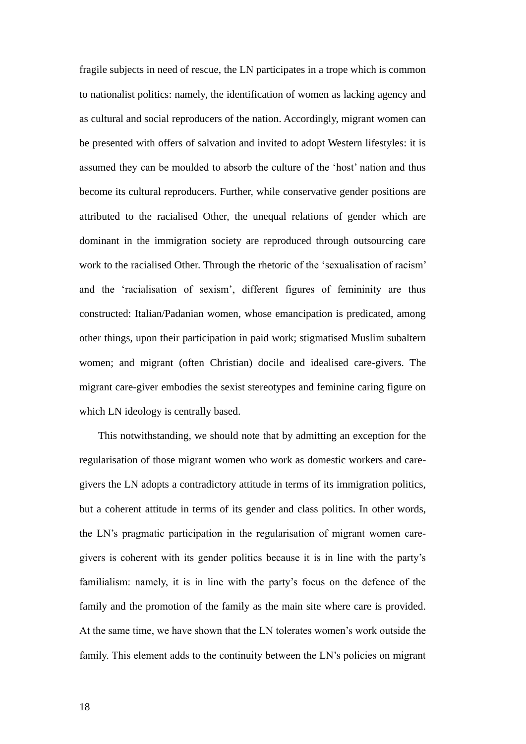fragile subjects in need of rescue, the LN participates in a trope which is common to nationalist politics: namely, the identification of women as lacking agency and as cultural and social reproducers of the nation. Accordingly, migrant women can be presented with offers of salvation and invited to adopt Western lifestyles: it is assumed they can be moulded to absorb the culture of the 'host' nation and thus become its cultural reproducers. Further, while conservative gender positions are attributed to the racialised Other, the unequal relations of gender which are dominant in the immigration society are reproduced through outsourcing care work to the racialised Other. Through the rhetoric of the 'sexualisation of racism' and the 'racialisation of sexism', different figures of femininity are thus constructed: Italian/Padanian women, whose emancipation is predicated, among other things, upon their participation in paid work; stigmatised Muslim subaltern women; and migrant (often Christian) docile and idealised care-givers. The migrant care-giver embodies the sexist stereotypes and feminine caring figure on which LN ideology is centrally based.

This notwithstanding, we should note that by admitting an exception for the regularisation of those migrant women who work as domestic workers and care-givers the LN adopts a contradictory attitude in terms of its immigration politics, but a coherent attitude in terms of its gender and class politics. In other words, the LN's pragmatic participation in the regularisation of migrant women care-givers is coherent with its gender politics because it is in line with the party's familialism: namely, it is in line with the party's focus on the defence of the family and the promotion of the family as the main site where care is provided. At the same time, we have shown that the LN tolerates women's work outside the family. This element adds to the continuity between the LN's policies on migrant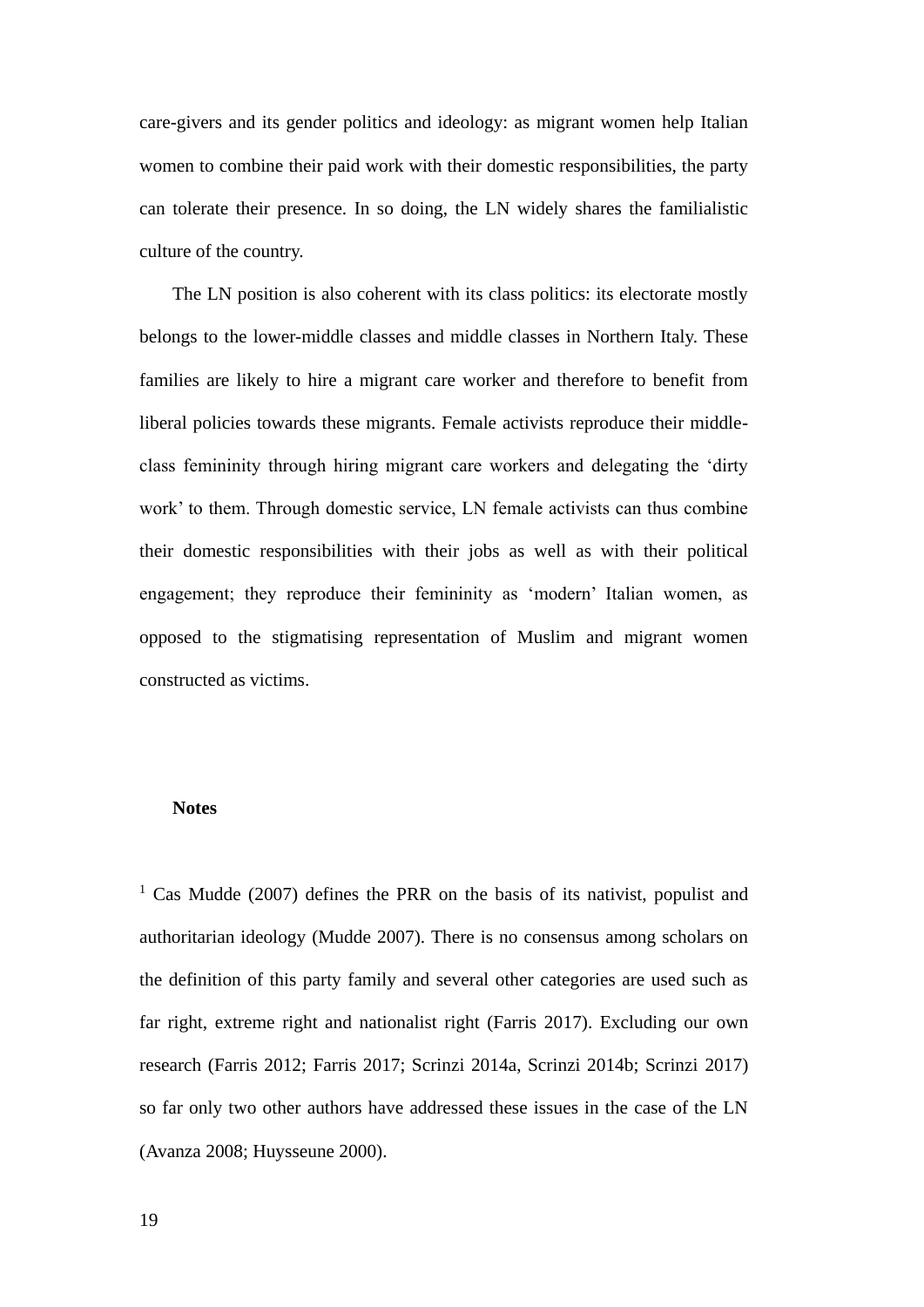care-givers and its gender politics and ideology: as migrant women help Italian women to combine their paid work with their domestic responsibilities, the party can tolerate their presence. In so doing, the LN widely shares the familialistic culture of the country.

The LN position is also coherent with its class politics: its electorate mostly belongs to the lower-middle classes and middle classes in Northern Italy. These families are likely to hire a migrant care worker and therefore to benefit from liberal policies towards these migrants. Female activists reproduce their middle-class femininity through hiring migrant care workers and delegating the 'dirty work' to them. Through domestic service, LN female activists can thus combine their domestic responsibilities with their jobs as well as with their political engagement; they reproduce their femininity as 'modern' Italian women, as opposed to the stigmatising representation of Muslim and migrant women constructed as victims.

**Notes**

[1] Cas Mudde (2007) defines the PRR on the basis of its nativist, populist and authoritarian ideology (Mudde 2007). There is no consensus among scholars on the definition of this party family and several other categories are used such as far right, extreme right and nationalist right (Farris 2017). Excluding our own research (Farris 2012; Farris 2017; Scrinzi 2014a, Scrinzi 2014b; Scrinzi 2017) so far only two other authors have addressed these issues in the case of the LN (Avanza 2008; Huysseune 2000).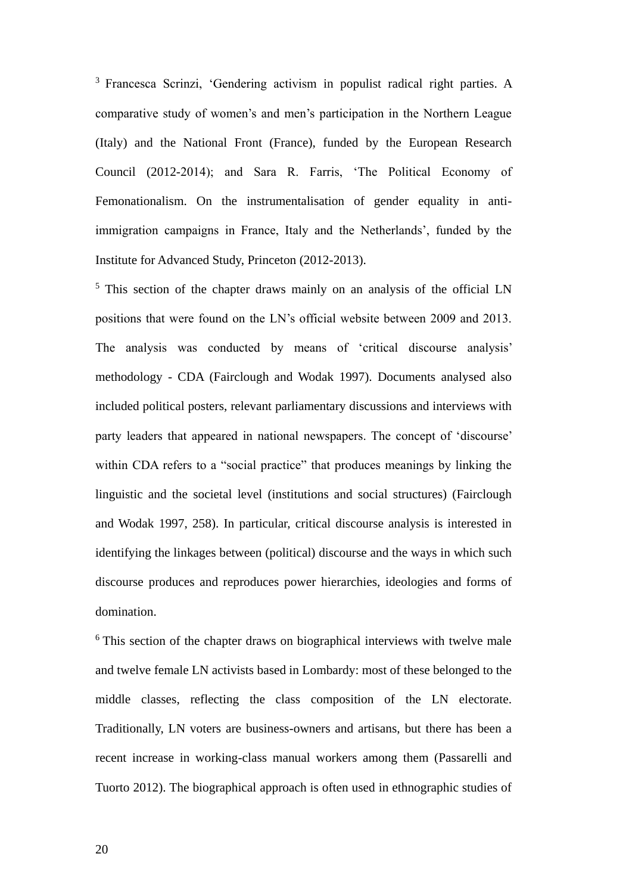[3] Francesca Scrinzi, 'Gendering activism in populist radical right parties. A comparative study of women's and men's participation in the Northern League (Italy) and the National Front (France), funded by the European Research Council (2012-2014); and Sara R. Farris, 'The Political Economy of Femonationalism. On the instrumentalisation of gender equality in anti-immigration campaigns in France, Italy and the Netherlands', funded by the Institute for Advanced Study, Princeton (2012-2013).

[5] This section of the chapter draws mainly on an analysis of the official LN positions that were found on the LN's official website between 2009 and 2013. The analysis was conducted by means of 'critical discourse analysis' methodology - CDA (Fairclough and Wodak 1997). Documents analysed also included political posters, relevant parliamentary discussions and interviews with party leaders that appeared in national newspapers. The concept of 'discourse' within CDA refers to a "social practice" that produces meanings by linking the linguistic and the societal level (institutions and social structures) (Fairclough and Wodak 1997, 258). In particular, critical discourse analysis is interested in identifying the linkages between (political) discourse and the ways in which such discourse produces and reproduces power hierarchies, ideologies and forms of domination.

[6] This section of the chapter draws on biographical interviews with twelve male and twelve female LN activists based in Lombardy: most of these belonged to the middle classes, reflecting the class composition of the LN electorate. Traditionally, LN voters are business-owners and artisans, but there has been a recent increase in working-class manual workers among them (Passarelli and Tuorto 2012). The biographical approach is often used in ethnographic studies of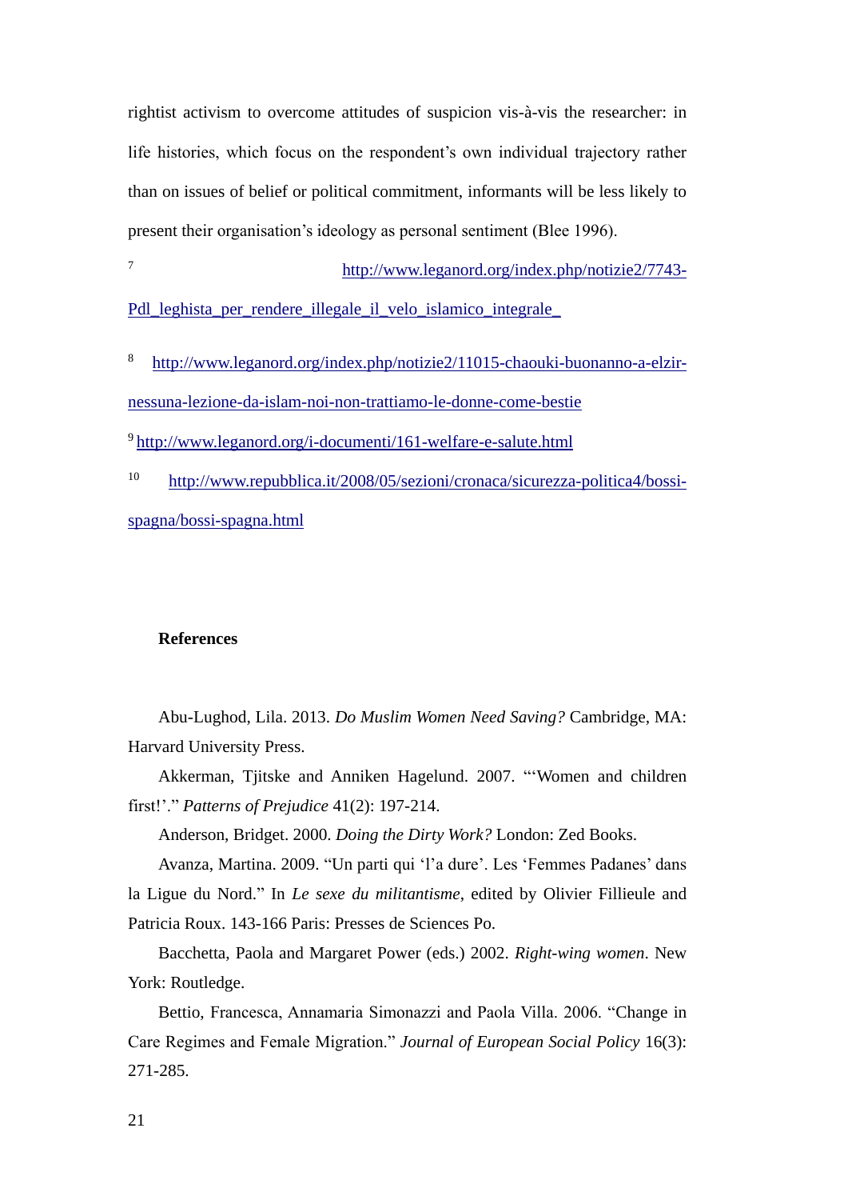rightist activism to overcome attitudes of suspicion vis-à-vis the researcher: in life histories, which focus on the respondent's own individual trajectory rather than on issues of belief or political commitment, informants will be less likely to present their organisation's ideology as personal sentiment (Blee 1996).

[7] http://www.leganord.org/index.php/notizie2/7743-Pdl_leghista_per_rendere_illegale_il_velo_islamico_integrale_

[8] http://www.leganord.org/index.php/notizie2/11015-chaouki-buonanno-a-elzir-nessuna-lezione-da-islam-noi-non-trattiamo-le-donne-come-bestie

[9] http://www.leganord.org/i-documenti/161-welfare-e-salute.html

[10] http://www.repubblica.it/2008/05/sezioni/cronaca/sicurezza-politica4/bossi-spagna/bossi-spagna.html

**References**

Abu-Lughod, Lila. 2013. *Do Muslim Women Need Saving?* Cambridge, MA: Harvard University Press.

Akkerman, Tjitske and Anniken Hagelund. 2007. "'Women and children first!'." *Patterns of Prejudice* 41(2): 197-214.

Anderson, Bridget. 2000. *Doing the Dirty Work?* London: Zed Books.

Avanza, Martina. 2009. "Un parti qui 'l'a dure'. Les 'Femmes Padanes' dans la Ligue du Nord." In *Le sexe du militantisme*, edited by Olivier Fillieule and Patricia Roux. 143-166 Paris: Presses de Sciences Po.

Bacchetta, Paola and Margaret Power (eds.) 2002. *Right-wing women*. New York: Routledge.

Bettio, Francesca, Annamaria Simonazzi and Paola Villa. 2006. "Change in Care Regimes and Female Migration." *Journal of European Social Policy* 16(3): 271-285.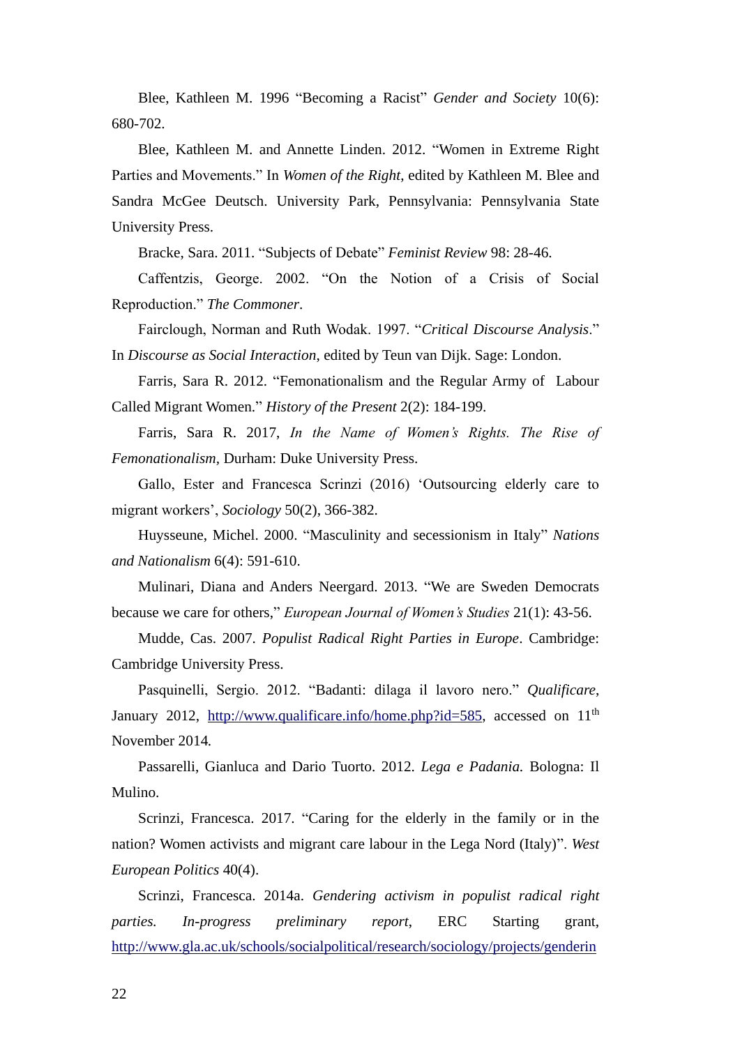Blee, Kathleen M. 1996 “Becoming a Racist” *Gender and Society* 10(6): 680-702.

Blee, Kathleen M. and Annette Linden. 2012. “Women in Extreme Right Parties and Movements.” In *Women of the Right*, edited by Kathleen M. Blee and Sandra McGee Deutsch. University Park, Pennsylvania: Pennsylvania State University Press.

Bracke, Sara. 2011. “Subjects of Debate” *Feminist Review* 98: 28-46.

Caffentzis, George. 2002. “On the Notion of a Crisis of Social Reproduction.” *The Commoner*.

Fairclough, Norman and Ruth Wodak. 1997. “*Critical Discourse Analysis*.” In *Discourse as Social Interaction*, edited by Teun van Dijk. Sage: London.

Farris, Sara R. 2012. “Femonationalism and the Regular Army of Labour Called Migrant Women.” *History of the Present* 2(2): 184-199.

Farris, Sara R. 2017, *In the Name of Women's Rights. The Rise of Femonationalism,* Durham: Duke University Press.

Gallo, Ester and Francesca Scrinzi (2016) ‘Outsourcing elderly care to migrant workers’, *Sociology* 50(2), 366-382.

Huysseune, Michel. 2000. “Masculinity and secessionism in Italy” *Nations and Nationalism* 6(4): 591-610.

Mulinari, Diana and Anders Neergard. 2013. “We are Sweden Democrats because we care for others,” *European Journal of Women's Studies* 21(1): 43-56.

Mudde, Cas. 2007. *Populist Radical Right Parties in Europe*. Cambridge: Cambridge University Press.

Pasquinelli, Sergio. 2012. “Badanti: dilaga il lavoro nero.” *Qualificare*, January 2012, http://www.qualificare.info/home.php?id=585, accessed on 11th November 2014.

Passarelli, Gianluca and Dario Tuorto. 2012. *Lega e Padania.* Bologna: Il Mulino.

Scrinzi, Francesca. 2017. “Caring for the elderly in the family or in the nation? Women activists and migrant care labour in the Lega Nord (Italy)”. *West European Politics* 40(4).

Scrinzi, Francesca. 2014a. *Gendering activism in populist radical right parties. In-progress preliminary report*, ERC Starting grant, http://www.gla.ac.uk/schools/socialpolitical/research/sociology/projects/genderin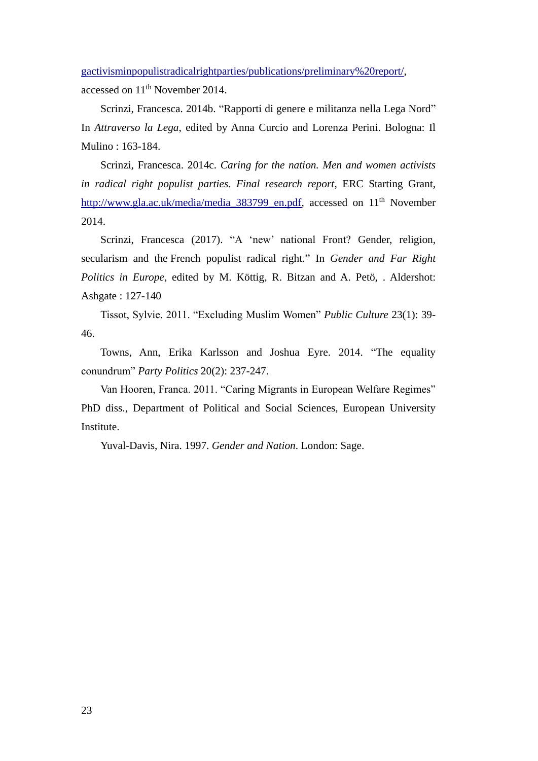gactivisminpopulistradicalrightparties/publications/preliminary%20report/, accessed on 11th November 2014.

Scrinzi, Francesca. 2014b. "Rapporti di genere e militanza nella Lega Nord" In *Attraverso la Lega*, edited by Anna Curcio and Lorenza Perini. Bologna: Il Mulino : 163-184.

Scrinzi, Francesca. 2014c. *Caring for the nation. Men and women activists in radical right populist parties. Final research report*, ERC Starting Grant, http://www.gla.ac.uk/media/media_383799_en.pdf, accessed on 11th November 2014.

Scrinzi, Francesca (2017). "A 'new' national Front? Gender, religion, secularism and the French populist radical right." In *Gender and Far Right Politics in Europe*, edited by M. Köttig, R. Bitzan and A. Petö, . Aldershot: Ashgate : 127-140

Tissot, Sylvie. 2011. "Excluding Muslim Women" *Public Culture* 23(1): 39-46.

Towns, Ann, Erika Karlsson and Joshua Eyre. 2014. "The equality conundrum" *Party Politics* 20(2): 237-247.

Van Hooren, Franca. 2011. "Caring Migrants in European Welfare Regimes" PhD diss., Department of Political and Social Sciences, European University Institute.

Yuval-Davis, Nira. 1997. *Gender and Nation*. London: Sage.